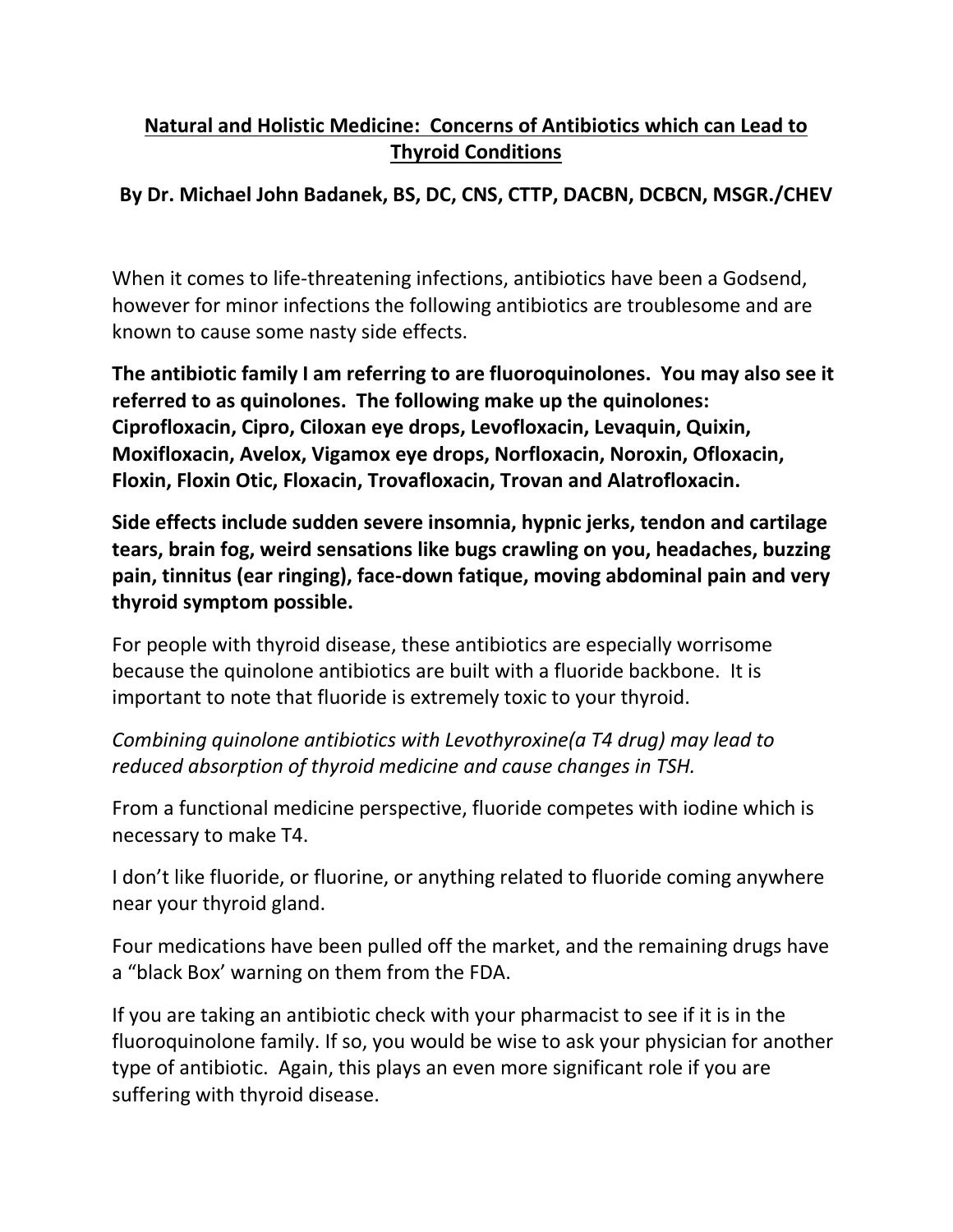# Natural and Holistic Medicine: Concerns of Antibiotics which can Lead to Thyroid Conditions

**By Dr. Michael John Badanek, BS, DC, CNS, CTTP, DACBN, DCBCN, MSGR./CHEV**

When it comes to life-threatening infections, antibiotics have been a Godsend, however for minor infections the following antibiotics are troublesome and are known to cause some nasty side effects.

**The antibiotic family I am referring to are fluoroquinolones. You may also see it referred to as quinolones. The following make up the quinolones: Ciprofloxacin, Cipro, Ciloxan eye drops, Levofloxacin, Levaquin, Quixin, Moxifloxacin, Avelox, Vigamox eye drops, Norfloxacin, Noroxin, Ofloxacin, Floxin, Floxin Otic, Floxacin, Trovafloxacin, Trovan and Alatrofloxacin.**

**Side effects include sudden severe insomnia, hypnic jerks, tendon and cartilage tears, brain fog, weird sensations like bugs crawling on you, headaches, buzzing pain, tinnitus (ear ringing), face-down fatique, moving abdominal pain and very thyroid symptom possible.**

For people with thyroid disease, these antibiotics are especially worrisome because the quinolone antibiotics are built with a fluoride backbone. It is important to note that fluoride is extremely toxic to your thyroid.

*Combining quinolone antibiotics with Levothyroxine(a T4 drug) may lead to reduced absorption of thyroid medicine and cause changes in TSH.*

From a functional medicine perspective, fluoride competes with iodine which is necessary to make T4.

I don't like fluoride, or fluorine, or anything related to fluoride coming anywhere near your thyroid gland.

Four medications have been pulled off the market, and the remaining drugs have a "black Box' warning on them from the FDA.

If you are taking an antibiotic check with your pharmacist to see if it is in the fluoroquinolone family. If so, you would be wise to ask your physician for another type of antibiotic. Again, this plays an even more significant role if you are suffering with thyroid disease.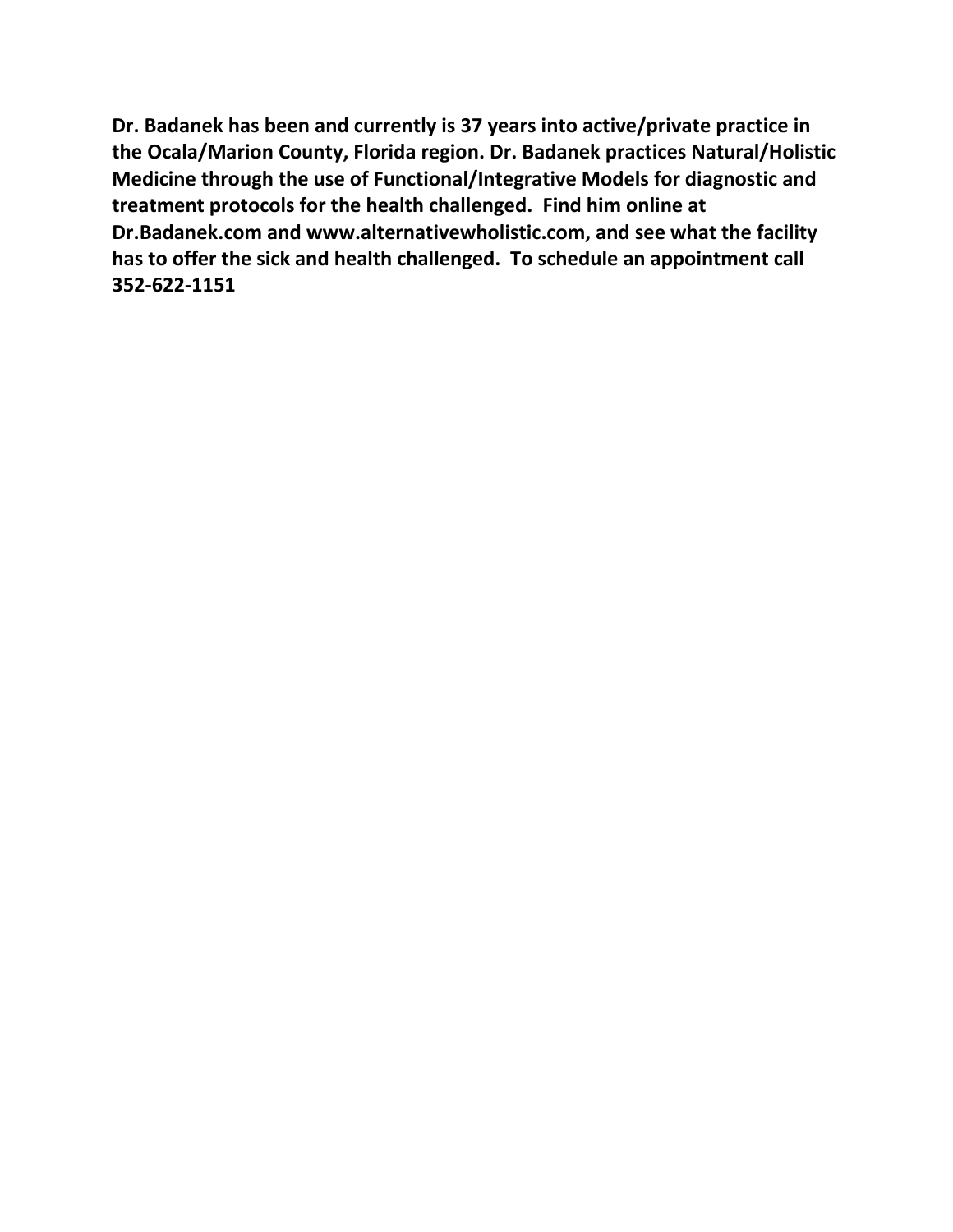**Dr. Badanek has been and currently is 37 years into active/private practice in the Ocala/Marion County, Florida region. Dr. Badanek practices Natural/Holistic Medicine through the use of Functional/Integrative Models for diagnostic and treatment protocols for the health challenged. Find him online at Dr.Badanek.com and www.alternativewholistic.com, and see what the facility has to offer the sick and health challenged. To schedule an appointment call 352-622-1151**